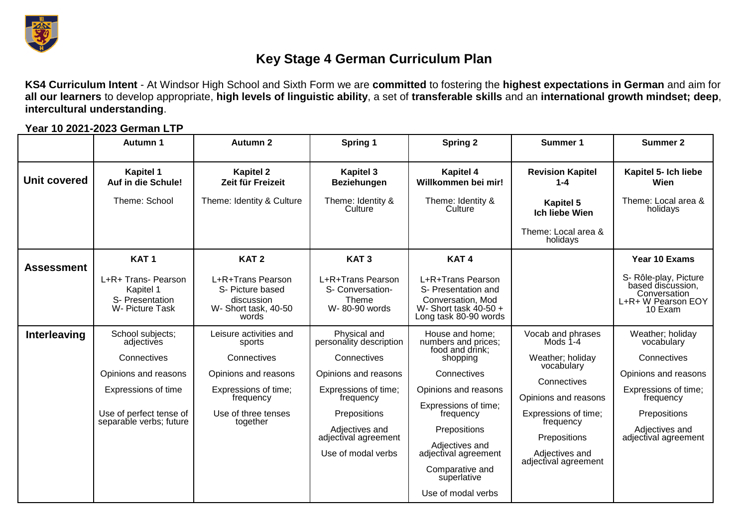# Key Stage 4 German Curriculum Plan

**KS4 Curriculum Intent** - At Windsor High School and Sixth Form we are **committed** to fostering the **highest expectations in German** and aim for **all our learners** to develop appropriate, **high levels of linguistic ability**, a set of **transferable skills** and an **international growth mindset; deep**, **intercultural understanding**.

**Year 10 2021-2023 German LTP**

| | Autumn 1 | Autumn 2 | Spring 1 | Spring 2 | Summer 1 | Summer 2 |
|---|---|---|---|---|---|---|
| **Unit covered** | **Kapitel 1 Auf in die Schule!**<br>Theme: School | **Kapitel 2 Zeit für Freizeit**<br>Theme: Identity & Culture | **Kapitel 3 Beziehungen**<br>Theme: Identity & Culture | **Kapitel 4 Willkommen bei mir!**<br>Theme: Identity & Culture | **Revision Kapitel 1-4**<br>**Kapitel 5 Ich liebe Wien**<br>Theme: Local area & holidays | **Kapitel 5- Ich liebe Wien**<br>Theme: Local area & holidays |
| **Assessment** | **KAT 1**<br>L+R+ Trans- Pearson Kapitel 1<br>S- Presentation<br>W- Picture Task | **KAT 2**<br>L+R+Trans Pearson<br>S- Picture based discussion<br>W- Short task, 40-50 words | **KAT 3**<br>L+R+Trans Pearson<br>S- Conversation- Theme<br>W- 80-90 words | **KAT 4**<br>L+R+Trans Pearson<br>S- Presentation and Conversation, Mod<br>W- Short task 40-50 + Long task 80-90 words | | **Year 10 Exams**<br>S- Rôle-play, Picture based discussion, Conversation<br>L+R+ W Pearson EOY 10 Exam |
| **Interleaving** | School subjects; adjectives<br>Connectives<br>Opinions and reasons<br>Expressions of time<br>Use of perfect tense of separable verbs; future | Leisure activities and sports<br>Connectives<br>Opinions and reasons<br>Expressions of time; frequency<br>Use of three tenses together | Physical and personality description<br>Connectives<br>Opinions and reasons<br>Expressions of time; frequency<br>Prepositions<br>Adjectives and adjectival agreement<br>Use of modal verbs | House and home; numbers and prices; food and drink; shopping<br>Connectives<br>Opinions and reasons<br>Expressions of time; frequency<br>Prepositions<br>Adjectives and adjectival agreement<br>Comparative and superlative<br>Use of modal verbs | Vocab and phrases Mods 1-4<br>Weather; holiday vocabulary<br>Connectives<br>Opinions and reasons<br>Expressions of time; frequency<br>Prepositions<br>Adjectives and adjectival agreement | Weather; holiday vocabulary<br>Connectives<br>Opinions and reasons<br>Expressions of time; frequency<br>Prepositions<br>Adjectives and adjectival agreement |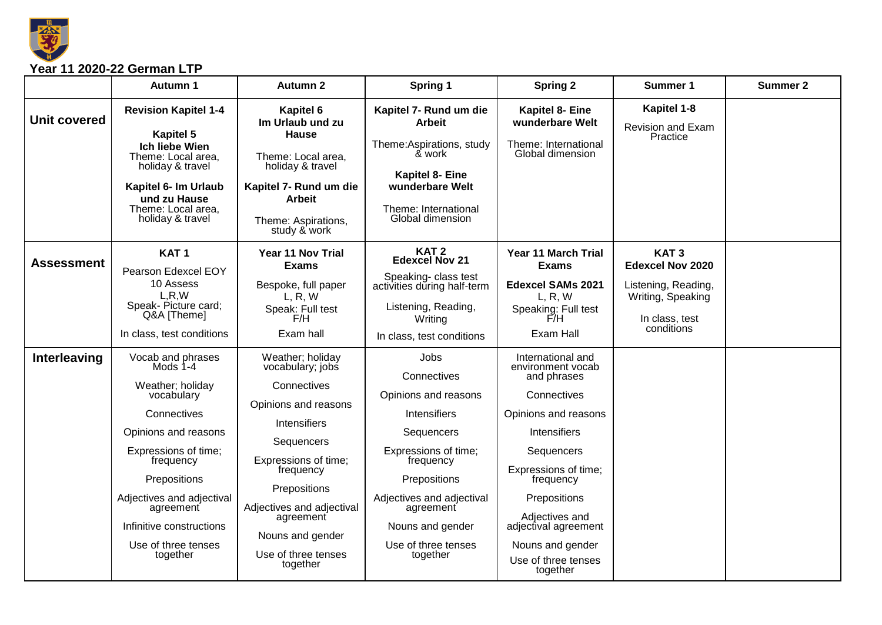**Year 11 2020-22 German LTP**

| | Autumn 1 | Autumn 2 | Spring 1 | Spring 2 | Summer 1 | Summer 2 |
|---|---|---|---|---|---|---|
| **Unit covered** | **Revision Kapitel 1-4**<br><br>**Kapitel 5**<br>**Ich liebe Wien**<br>Theme: Local area, holiday & travel<br><br>**Kapitel 6- Im Urlaub und zu Hause**<br>Theme: Local area, holiday & travel | **Kapitel 6**<br>**Im Urlaub und zu Hause**<br><br>Theme: Local area, holiday & travel<br><br>**Kapitel 7- Rund um die Arbeit**<br><br>Theme: Aspirations, study & work | **Kapitel 7- Rund um die Arbeit**<br><br>Theme:Aspirations, study & work<br><br>**Kapitel 8- Eine wunderbare Welt**<br><br>Theme: International Global dimension | **Kapitel 8- Eine wunderbare Welt**<br><br>Theme: International Global dimension | **Kapitel 1-8**<br>Revision and Exam Practice | |
| **Assessment** | **KAT 1**<br>Pearson Edexcel EOY 10 Assess<br>L,R,W<br>Speak- Picture card; Q&A [Theme]<br><br>In class, test conditions | **Year 11 Nov Trial Exams**<br><br>Bespoke, full paper<br>L, R, W<br>Speak: Full test<br>F/H<br><br>Exam hall | **KAT 2**<br>**Edexcel Nov 21**<br><br>Speaking- class test activities during half-term<br><br>Listening, Reading, Writing<br><br>In class, test conditions | **Year 11 March Trial Exams**<br><br>**Edexcel SAMs 2021**<br>L, R, W<br>Speaking: Full test<br>F/H<br><br>Exam Hall | **KAT 3**<br>**Edexcel Nov 2020**<br><br>Listening, Reading, Writing, Speaking<br><br>In class, test conditions | |
| **Interleaving** | Vocab and phrases Mods 1-4<br><br>Weather; holiday vocabulary<br><br>Connectives<br><br>Opinions and reasons<br><br>Expressions of time; frequency<br><br>Prepositions<br><br>Adjectives and adjectival agreement<br><br>Infinitive constructions<br><br>Use of three tenses together | Weather; holiday vocabulary; jobs<br><br>Connectives<br><br>Opinions and reasons<br><br>Intensifiers<br><br>Sequencers<br><br>Expressions of time; frequency<br><br>Prepositions<br><br>Adjectives and adjectival agreement<br><br>Nouns and gender<br><br>Use of three tenses together | Jobs<br><br>Connectives<br><br>Opinions and reasons<br><br>Intensifiers<br><br>Sequencers<br><br>Expressions of time; frequency<br><br>Prepositions<br><br>Adjectives and adjectival agreement<br><br>Nouns and gender<br><br>Use of three tenses together | International and environment vocab and phrases<br><br>Connectives<br><br>Opinions and reasons<br><br>Intensifiers<br><br>Sequencers<br><br>Expressions of time; frequency<br><br>Prepositions<br><br>Adjectives and adjectival agreement<br><br>Nouns and gender<br><br>Use of three tenses together | | |